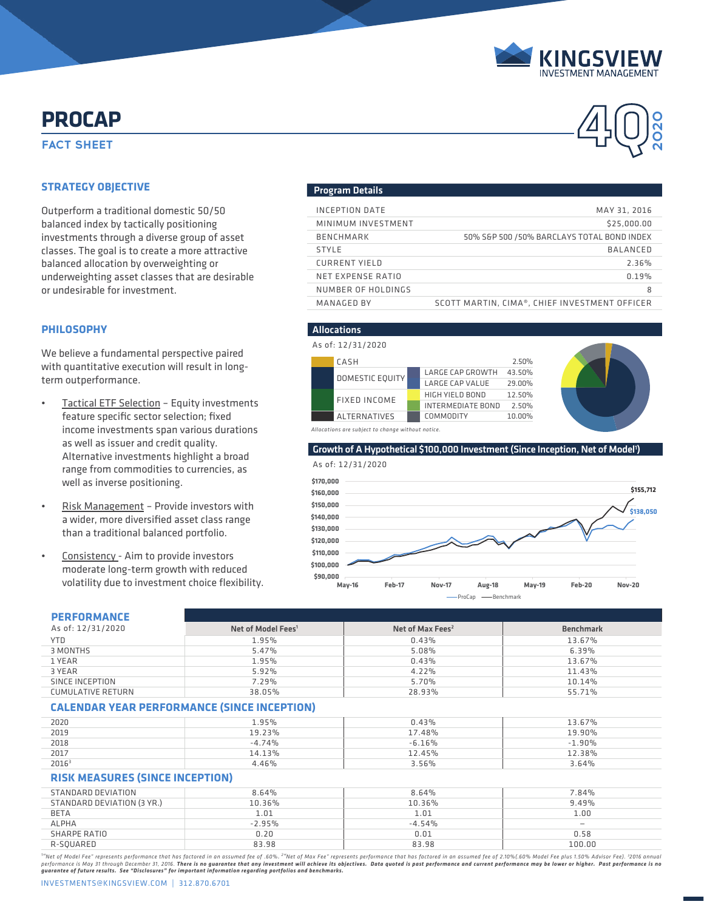# PROCAP

## FACT SHEET

KINGSVIEW INVESTMENT MANAGEMENT

40 2020

### STRATEGY OBJECTIVE

Outperform a traditional domestic 50/50 balanced index by tactically positioning investments through a diverse group of asset classes. The goal is to create a more attractive balanced allocation by overweighting or underweighting asset classes that are desirable or undesirable for investment.

### PHILOSOPHY

We believe a fundamental perspective paired with quantitative execution will result in long-term outperformance.

- Tactical ETF Selection – Equity investments feature specific sector selection; fixed income investments span various durations as well as issuer and credit quality. Alternative investments highlight a broad range from commodities to currencies, as well as inverse positioning.
- Risk Management – Provide investors with a wider, more diversified asset class range than a traditional balanced portfolio.
- Consistency - Aim to provide investors moderate long-term growth with reduced volatility due to investment choice flexibility.

### Program Details

| | |
|---|---|
| INCEPTION DATE | MAY 31, 2016 |
| MINIMUM INVESTMENT | $25,000.00 |
| BENCHMARK | 50% S&P 500 /50% BARCLAYS TOTAL BOND INDEX |
| STYLE | BALANCED |
| CURRENT YIELD | 2.36% |
| NET EXPENSE RATIO | 0.19% |
| NUMBER OF HOLDINGS | 8 |
| MANAGED BY | SCOTT MARTIN, CIMA®, CHIEF INVESTMENT OFFICER |

### Allocations

As of: 12/31/2020

| Asset Class | Sub-Class | Allocation |
|---|---|---|
| CASH | | 2.50% |
| DOMESTIC EQUITY | LARGE CAP GROWTH | 43.50% |
| | LARGE CAP VALUE | 29.00% |
| FIXED INCOME | HIGH YIELD BOND | 12.50% |
| | INTERMEDIATE BOND | 2.50% |
| ALTERNATIVES | COMMODITY | 10.00% |

*Allocations are subject to change without notice.*

### Growth of A Hypothetical $100,000 Investment (Since Inception, Net of Model[1])

As of: 12/31/2020

Ending values: Benchmark $155,712; ProCap $138,050

### PERFORMANCE

As of: 12/31/2020

| | Net of Model Fees[1] | Net of Max Fees[2] | Benchmark |
|---|---|---|---|
| YTD | 1.95% | 0.43% | 13.67% |
| 3 MONTHS | 5.47% | 5.08% | 6.39% |
| 1 YEAR | 1.95% | 0.43% | 13.67% |
| 3 YEAR | 5.92% | 4.22% | 11.43% |
| SINCE INCEPTION | 7.29% | 5.70% | 10.14% |
| CUMULATIVE RETURN | 38.05% | 28.93% | 55.71% |

### CALENDAR YEAR PERFORMANCE (SINCE INCEPTION)

| | Net of Model Fees[1] | Net of Max Fees[2] | Benchmark |
|---|---|---|---|
| 2020 | 1.95% | 0.43% | 13.67% |
| 2019 | 19.23% | 17.48% | 19.90% |
| 2018 | -4.74% | -6.16% | -1.90% |
| 2017 | 14.13% | 12.45% | 12.38% |
| 2016[3] | 4.46% | 3.56% | 3.64% |

### RISK MEASURES (SINCE INCEPTION)

| | Net of Model Fees[1] | Net of Max Fees[2] | Benchmark |
|---|---|---|---|
| STANDARD DEVIATION | 8.64% | 8.64% | 7.84% |
| STANDARD DEVIATION (3 YR.) | 10.36% | 10.36% | 9.49% |
| BETA | 1.01 | 1.01 | 1.00 |
| ALPHA | -2.95% | -4.54% | – |
| SHARPE RATIO | 0.20 | 0.01 | 0.58 |
| R-SQUARED | 83.98 | 83.98 | 100.00 |

*[1]"Net of Model Fee" represents performance that has factored in an assumed fee of .60%. [2]"Net of Max Fee" represents performance that has factored in an assumed fee of 2.10%(.60% Model Fee plus 1.50% Advisor Fee). [3]2016 annual performance is May 31 through December 31, 2016.* ***There is no guarantee that any investment will achieve its objectives. Data quoted is past performance and current performance may be lower or higher. Past performance is no guarantee of future results. See "Disclosures" for important information regarding portfolios and benchmarks.***

INVESTMENTS@KINGSVIEW.COM | 312.870.6701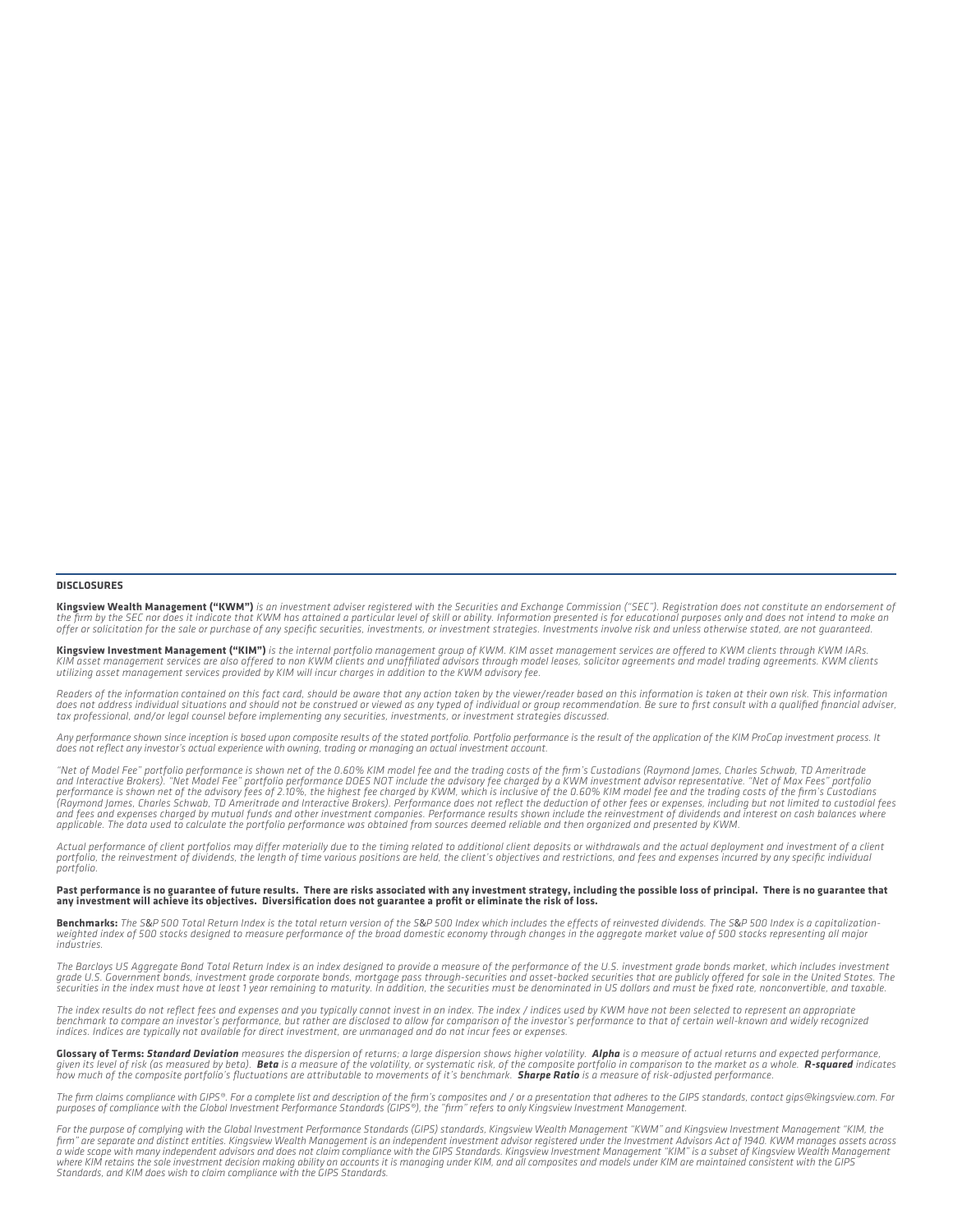## DISCLOSURES

**Kingsview Wealth Management ("KWM")** *is an investment adviser registered with the Securities and Exchange Commission ("SEC"). Registration does not constitute an endorsement of the firm by the SEC nor does it indicate that KWM has attained a particular level of skill or ability. Information presented is for educational purposes only and does not intend to make an offer or solicitation for the sale or purchase of any specific securities, investments, or investment strategies. Investments involve risk and unless otherwise stated, are not guaranteed.*

**Kingsview Investment Management ("KIM")** *is the internal portfolio management group of KWM. KIM asset management services are offered to KWM clients through KWM IARs. KIM asset management services are also offered to non KWM clients and unaffiliated advisors through model leases, solicitor agreements and model trading agreements. KWM clients utilizing asset management services provided by KIM will incur charges in addition to the KWM advisory fee.*

*Readers of the information contained on this fact card, should be aware that any action taken by the viewer/reader based on this information is taken at their own risk. This information does not address individual situations and should not be construed or viewed as any typed of individual or group recommendation. Be sure to first consult with a qualified financial adviser, tax professional, and/or legal counsel before implementing any securities, investments, or investment strategies discussed.*

*Any performance shown since inception is based upon composite results of the stated portfolio. Portfolio performance is the result of the application of the KIM ProCap investment process. It does not reflect any investor's actual experience with owning, trading or managing an actual investment account.*

*"Net of Model Fee" portfolio performance is shown net of the 0.60% KIM model fee and the trading costs of the firm's Custodians (Raymond James, Charles Schwab, TD Ameritrade and Interactive Brokers). "Net Model Fee" portfolio performance DOES NOT include the advisory fee charged by a KWM investment advisor representative. "Net of Max Fees" portfolio performance is shown net of the advisory fees of 2.10%, the highest fee charged by KWM, which is inclusive of the 0.60% KIM model fee and the trading costs of the firm's Custodians (Raymond James, Charles Schwab, TD Ameritrade and Interactive Brokers). Performance does not reflect the deduction of other fees or expenses, including but not limited to custodial fees and fees and expenses charged by mutual funds and other investment companies. Performance results shown include the reinvestment of dividends and interest on cash balances where applicable. The data used to calculate the portfolio performance was obtained from sources deemed reliable and then organized and presented by KWM.*

*Actual performance of client portfolios may differ materially due to the timing related to additional client deposits or withdrawals and the actual deployment and investment of a client portfolio, the reinvestment of dividends, the length of time various positions are held, the client's objectives and restrictions, and fees and expenses incurred by any specific individual portfolio.*

**Past performance is no guarantee of future results. There are risks associated with any investment strategy, including the possible loss of principal. There is no guarantee that any investment will achieve its objectives. Diversification does not guarantee a profit or eliminate the risk of loss.**

**Benchmarks:** *The S&P 500 Total Return Index is the total return version of the S&P 500 Index which includes the effects of reinvested dividends. The S&P 500 Index is a capitalization-weighted index of 500 stocks designed to measure performance of the broad domestic economy through changes in the aggregate market value of 500 stocks representing all major industries.*

*The Barclays US Aggregate Bond Total Return Index is an index designed to provide a measure of the performance of the U.S. investment grade bonds market, which includes investment grade U.S. Government bonds, investment grade corporate bonds, mortgage pass through-securities and asset-backed securities that are publicly offered for sale in the United States. The securities in the index must have at least 1 year remaining to maturity. In addition, the securities must be denominated in US dollars and must be fixed rate, nonconvertible, and taxable.*

*The index results do not reflect fees and expenses and you typically cannot invest in an index. The index / indices used by KWM have not been selected to represent an appropriate benchmark to compare an investor's performance, but rather are disclosed to allow for comparison of the investor's performance to that of certain well-known and widely recognized indices. Indices are typically not available for direct investment, are unmanaged and do not incur fees or expenses.*

**Glossary of Terms:** ***Standard Deviation*** *measures the dispersion of returns; a large dispersion shows higher volatility.* ***Alpha*** *is a measure of actual returns and expected performance, given its level of risk (as measured by beta).* ***Beta*** *is a measure of the volatility, or systematic risk, of the composite portfolio in comparison to the market as a whole.* ***R-squared*** *indicates how much of the composite portfolio's fluctuations are attributable to movements of it's benchmark.* ***Sharpe Ratio*** *is a measure of risk-adjusted performance.*

*The firm claims compliance with GIPS®. For a complete list and description of the firm's composites and / or a presentation that adheres to the GIPS standards, contact gips@kingsview.com. For purposes of compliance with the Global Investment Performance Standards (GIPS®), the "firm" refers to only Kingsview Investment Management.*

*For the purpose of complying with the Global Investment Performance Standards (GIPS) standards, Kingsview Wealth Management "KWM" and Kingsview Investment Management "KIM, the firm" are separate and distinct entities. Kingsview Wealth Management is an independent investment advisor registered under the Investment Advisors Act of 1940. KWM manages assets across a wide scope with many independent advisors and does not claim compliance with the GIPS Standards. Kingsview Investment Management "KIM" is a subset of Kingsview Wealth Management where KIM retains the sole investment decision making ability on accounts it is managing under KIM, and all composites and models under KIM are maintained consistent with the GIPS Standards, and KIM does wish to claim compliance with the GIPS Standards.*